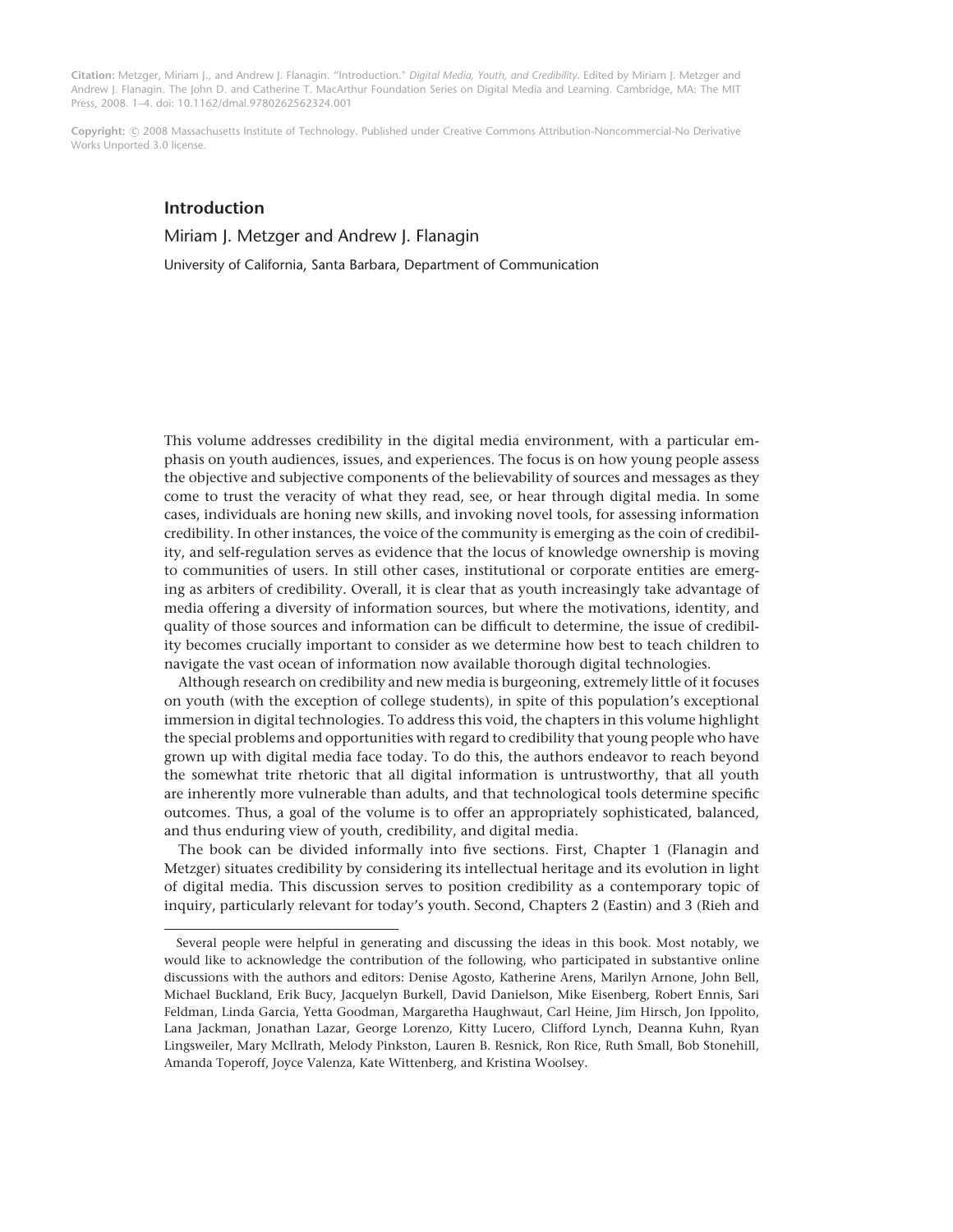**Citation:** Metzger, Miriam J., and Andrew J. Flanagin. "Introduction." *Digital Media, Youth, and Credibility*. Edited by Miriam J. Metzger and Andrew J. Flanagin. The John D. and Catherine T. MacArthur Foundation Series on Digital Media and Learning. Cambridge, MA: The MIT Press, 2008. 1–4. doi: 10.1162/dmal.9780262562324.001

**Copyright:** © 2008 Massachusetts Institute of Technology. Published under Creative Commons Attribution-Noncommercial-No Derivative Works Unported 3.0 license.

# Introduction

## Miriam J. Metzger and Andrew J. Flanagin

University of California, Santa Barbara, Department of Communication

This volume addresses credibility in the digital media environment, with a particular emphasis on youth audiences, issues, and experiences. The focus is on how young people assess the objective and subjective components of the believability of sources and messages as they come to trust the veracity of what they read, see, or hear through digital media. In some cases, individuals are honing new skills, and invoking novel tools, for assessing information credibility. In other instances, the voice of the community is emerging as the coin of credibility, and self-regulation serves as evidence that the locus of knowledge ownership is moving to communities of users. In still other cases, institutional or corporate entities are emerging as arbiters of credibility. Overall, it is clear that as youth increasingly take advantage of media offering a diversity of information sources, but where the motivations, identity, and quality of those sources and information can be difficult to determine, the issue of credibility becomes crucially important to consider as we determine how best to teach children to navigate the vast ocean of information now available thorough digital technologies.

Although research on credibility and new media is burgeoning, extremely little of it focuses on youth (with the exception of college students), in spite of this population's exceptional immersion in digital technologies. To address this void, the chapters in this volume highlight the special problems and opportunities with regard to credibility that young people who have grown up with digital media face today. To do this, the authors endeavor to reach beyond the somewhat trite rhetoric that all digital information is untrustworthy, that all youth are inherently more vulnerable than adults, and that technological tools determine specific outcomes. Thus, a goal of the volume is to offer an appropriately sophisticated, balanced, and thus enduring view of youth, credibility, and digital media.

The book can be divided informally into five sections. First, Chapter 1 (Flanagin and Metzger) situates credibility by considering its intellectual heritage and its evolution in light of digital media. This discussion serves to position credibility as a contemporary topic of inquiry, particularly relevant for today's youth. Second, Chapters 2 (Eastin) and 3 (Rieh and

---

Several people were helpful in generating and discussing the ideas in this book. Most notably, we would like to acknowledge the contribution of the following, who participated in substantive online discussions with the authors and editors: Denise Agosto, Katherine Arens, Marilyn Arnone, John Bell, Michael Buckland, Erik Bucy, Jacquelyn Burkell, David Danielson, Mike Eisenberg, Robert Ennis, Sari Feldman, Linda Garcia, Yetta Goodman, Margaretha Haughwaut, Carl Heine, Jim Hirsch, Jon Ippolito, Lana Jackman, Jonathan Lazar, George Lorenzo, Kitty Lucero, Clifford Lynch, Deanna Kuhn, Ryan Lingsweiler, Mary McIlrath, Melody Pinkston, Lauren B. Resnick, Ron Rice, Ruth Small, Bob Stonehill, Amanda Toperoff, Joyce Valenza, Kate Wittenberg, and Kristina Woolsey.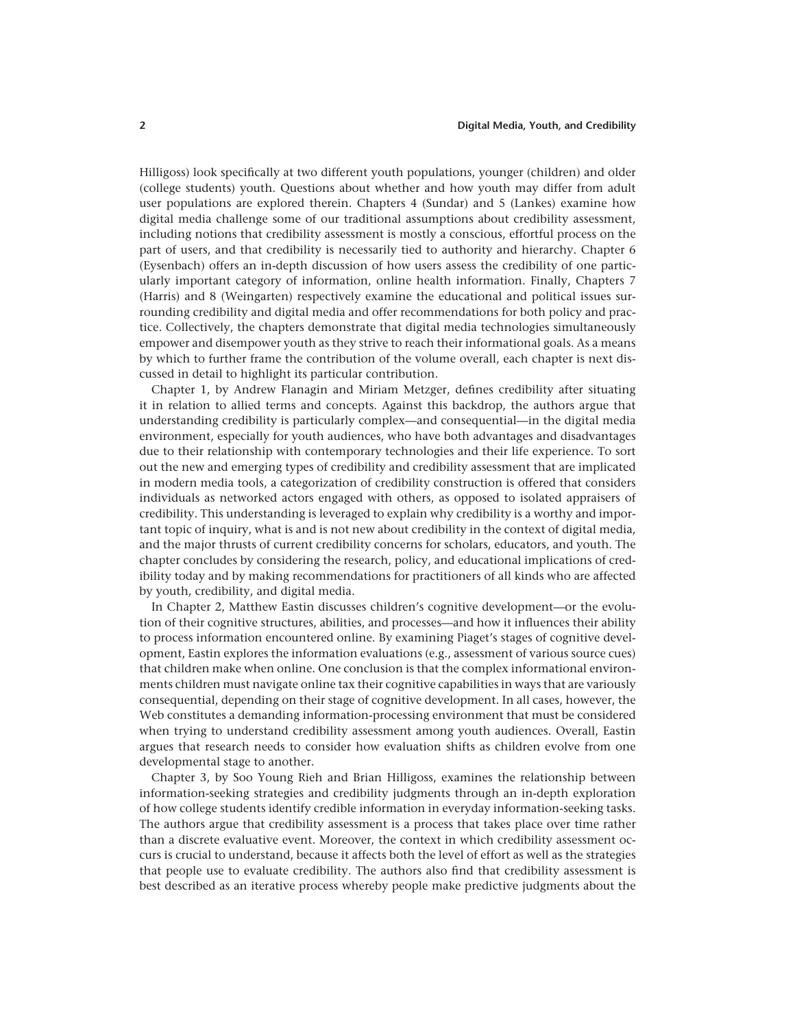Hilligoss) look specifically at two different youth populations, younger (children) and older (college students) youth. Questions about whether and how youth may differ from adult user populations are explored therein. Chapters 4 (Sundar) and 5 (Lankes) examine how digital media challenge some of our traditional assumptions about credibility assessment, including notions that credibility assessment is mostly a conscious, effortful process on the part of users, and that credibility is necessarily tied to authority and hierarchy. Chapter 6 (Eysenbach) offers an in-depth discussion of how users assess the credibility of one particularly important category of information, online health information. Finally, Chapters 7 (Harris) and 8 (Weingarten) respectively examine the educational and political issues surrounding credibility and digital media and offer recommendations for both policy and practice. Collectively, the chapters demonstrate that digital media technologies simultaneously empower and disempower youth as they strive to reach their informational goals. As a means by which to further frame the contribution of the volume overall, each chapter is next discussed in detail to highlight its particular contribution.

Chapter 1, by Andrew Flanagin and Miriam Metzger, defines credibility after situating it in relation to allied terms and concepts. Against this backdrop, the authors argue that understanding credibility is particularly complex—and consequential—in the digital media environment, especially for youth audiences, who have both advantages and disadvantages due to their relationship with contemporary technologies and their life experience. To sort out the new and emerging types of credibility and credibility assessment that are implicated in modern media tools, a categorization of credibility construction is offered that considers individuals as networked actors engaged with others, as opposed to isolated appraisers of credibility. This understanding is leveraged to explain why credibility is a worthy and important topic of inquiry, what is and is not new about credibility in the context of digital media, and the major thrusts of current credibility concerns for scholars, educators, and youth. The chapter concludes by considering the research, policy, and educational implications of credibility today and by making recommendations for practitioners of all kinds who are affected by youth, credibility, and digital media.

In Chapter 2, Matthew Eastin discusses children's cognitive development—or the evolution of their cognitive structures, abilities, and processes—and how it influences their ability to process information encountered online. By examining Piaget's stages of cognitive development, Eastin explores the information evaluations (e.g., assessment of various source cues) that children make when online. One conclusion is that the complex informational environments children must navigate online tax their cognitive capabilities in ways that are variously consequential, depending on their stage of cognitive development. In all cases, however, the Web constitutes a demanding information-processing environment that must be considered when trying to understand credibility assessment among youth audiences. Overall, Eastin argues that research needs to consider how evaluation shifts as children evolve from one developmental stage to another.

Chapter 3, by Soo Young Rieh and Brian Hilligoss, examines the relationship between information-seeking strategies and credibility judgments through an in-depth exploration of how college students identify credible information in everyday information-seeking tasks. The authors argue that credibility assessment is a process that takes place over time rather than a discrete evaluative event. Moreover, the context in which credibility assessment occurs is crucial to understand, because it affects both the level of effort as well as the strategies that people use to evaluate credibility. The authors also find that credibility assessment is best described as an iterative process whereby people make predictive judgments about the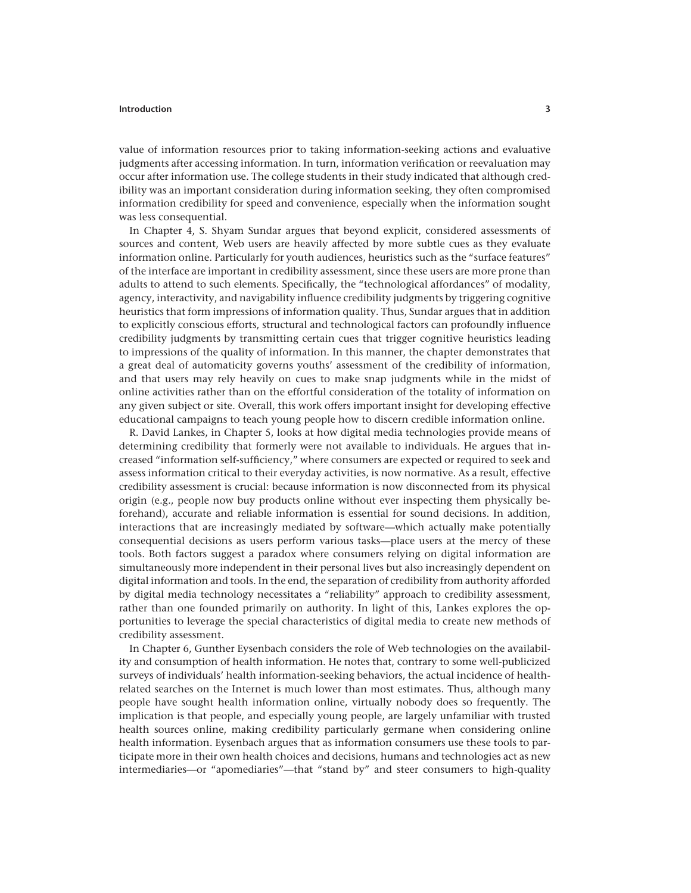value of information resources prior to taking information-seeking actions and evaluative judgments after accessing information. In turn, information verification or reevaluation may occur after information use. The college students in their study indicated that although credibility was an important consideration during information seeking, they often compromised information credibility for speed and convenience, especially when the information sought was less consequential.

In Chapter 4, S. Shyam Sundar argues that beyond explicit, considered assessments of sources and content, Web users are heavily affected by more subtle cues as they evaluate information online. Particularly for youth audiences, heuristics such as the "surface features" of the interface are important in credibility assessment, since these users are more prone than adults to attend to such elements. Specifically, the "technological affordances" of modality, agency, interactivity, and navigability influence credibility judgments by triggering cognitive heuristics that form impressions of information quality. Thus, Sundar argues that in addition to explicitly conscious efforts, structural and technological factors can profoundly influence credibility judgments by transmitting certain cues that trigger cognitive heuristics leading to impressions of the quality of information. In this manner, the chapter demonstrates that a great deal of automaticity governs youths' assessment of the credibility of information, and that users may rely heavily on cues to make snap judgments while in the midst of online activities rather than on the effortful consideration of the totality of information on any given subject or site. Overall, this work offers important insight for developing effective educational campaigns to teach young people how to discern credible information online.

R. David Lankes, in Chapter 5, looks at how digital media technologies provide means of determining credibility that formerly were not available to individuals. He argues that increased "information self-sufficiency," where consumers are expected or required to seek and assess information critical to their everyday activities, is now normative. As a result, effective credibility assessment is crucial: because information is now disconnected from its physical origin (e.g., people now buy products online without ever inspecting them physically beforehand), accurate and reliable information is essential for sound decisions. In addition, interactions that are increasingly mediated by software—which actually make potentially consequential decisions as users perform various tasks—place users at the mercy of these tools. Both factors suggest a paradox where consumers relying on digital information are simultaneously more independent in their personal lives but also increasingly dependent on digital information and tools. In the end, the separation of credibility from authority afforded by digital media technology necessitates a "reliability" approach to credibility assessment, rather than one founded primarily on authority. In light of this, Lankes explores the opportunities to leverage the special characteristics of digital media to create new methods of credibility assessment.

In Chapter 6, Gunther Eysenbach considers the role of Web technologies on the availability and consumption of health information. He notes that, contrary to some well-publicized surveys of individuals' health information-seeking behaviors, the actual incidence of health-related searches on the Internet is much lower than most estimates. Thus, although many people have sought health information online, virtually nobody does so frequently. The implication is that people, and especially young people, are largely unfamiliar with trusted health sources online, making credibility particularly germane when considering online health information. Eysenbach argues that as information consumers use these tools to participate more in their own health choices and decisions, humans and technologies act as new intermediaries—or "apomediaries"—that "stand by" and steer consumers to high-quality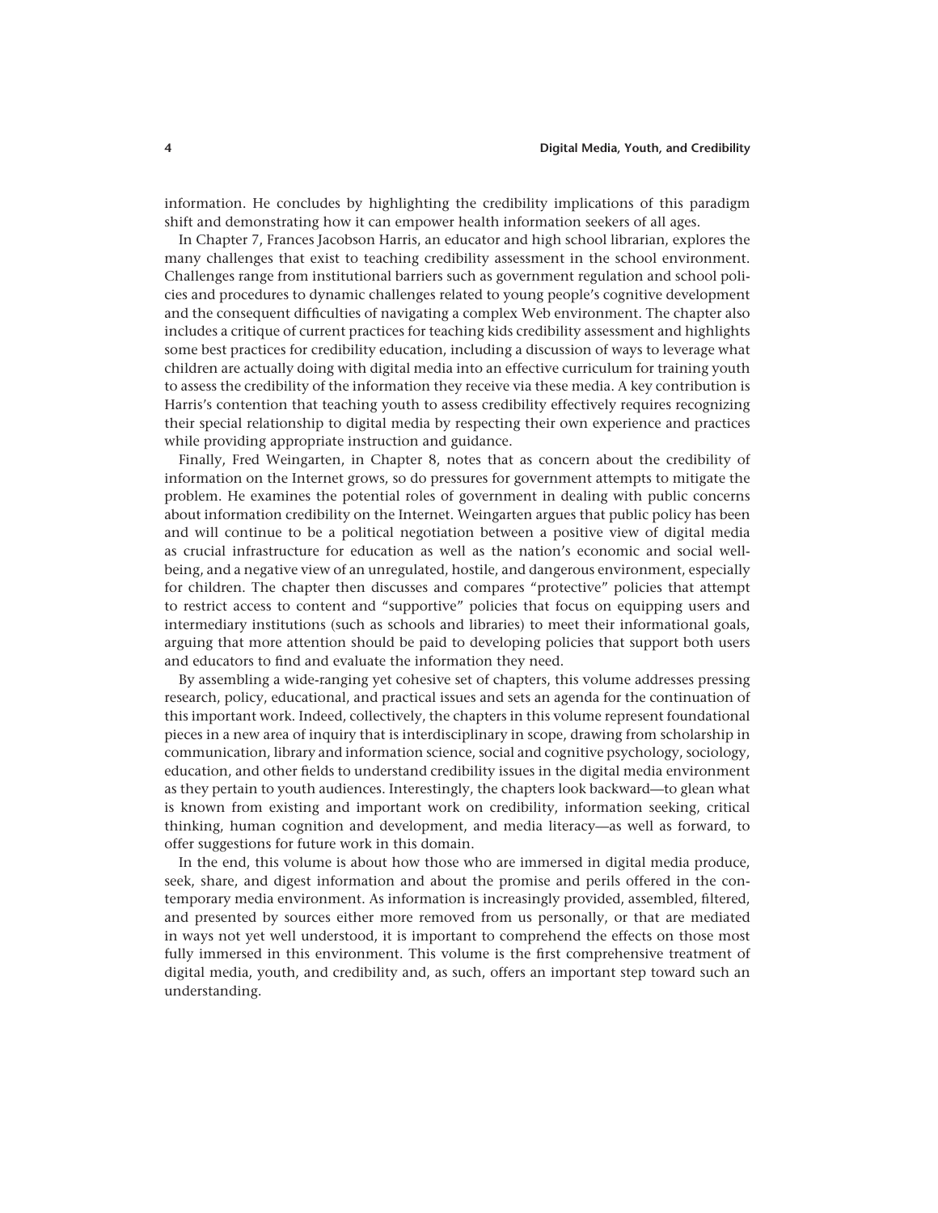information. He concludes by highlighting the credibility implications of this paradigm shift and demonstrating how it can empower health information seekers of all ages.

In Chapter 7, Frances Jacobson Harris, an educator and high school librarian, explores the many challenges that exist to teaching credibility assessment in the school environment. Challenges range from institutional barriers such as government regulation and school policies and procedures to dynamic challenges related to young people's cognitive development and the consequent difficulties of navigating a complex Web environment. The chapter also includes a critique of current practices for teaching kids credibility assessment and highlights some best practices for credibility education, including a discussion of ways to leverage what children are actually doing with digital media into an effective curriculum for training youth to assess the credibility of the information they receive via these media. A key contribution is Harris's contention that teaching youth to assess credibility effectively requires recognizing their special relationship to digital media by respecting their own experience and practices while providing appropriate instruction and guidance.

Finally, Fred Weingarten, in Chapter 8, notes that as concern about the credibility of information on the Internet grows, so do pressures for government attempts to mitigate the problem. He examines the potential roles of government in dealing with public concerns about information credibility on the Internet. Weingarten argues that public policy has been and will continue to be a political negotiation between a positive view of digital media as crucial infrastructure for education as well as the nation's economic and social well-being, and a negative view of an unregulated, hostile, and dangerous environment, especially for children. The chapter then discusses and compares "protective" policies that attempt to restrict access to content and "supportive" policies that focus on equipping users and intermediary institutions (such as schools and libraries) to meet their informational goals, arguing that more attention should be paid to developing policies that support both users and educators to find and evaluate the information they need.

By assembling a wide-ranging yet cohesive set of chapters, this volume addresses pressing research, policy, educational, and practical issues and sets an agenda for the continuation of this important work. Indeed, collectively, the chapters in this volume represent foundational pieces in a new area of inquiry that is interdisciplinary in scope, drawing from scholarship in communication, library and information science, social and cognitive psychology, sociology, education, and other fields to understand credibility issues in the digital media environment as they pertain to youth audiences. Interestingly, the chapters look backward—to glean what is known from existing and important work on credibility, information seeking, critical thinking, human cognition and development, and media literacy—as well as forward, to offer suggestions for future work in this domain.

In the end, this volume is about how those who are immersed in digital media produce, seek, share, and digest information and about the promise and perils offered in the contemporary media environment. As information is increasingly provided, assembled, filtered, and presented by sources either more removed from us personally, or that are mediated in ways not yet well understood, it is important to comprehend the effects on those most fully immersed in this environment. This volume is the first comprehensive treatment of digital media, youth, and credibility and, as such, offers an important step toward such an understanding.